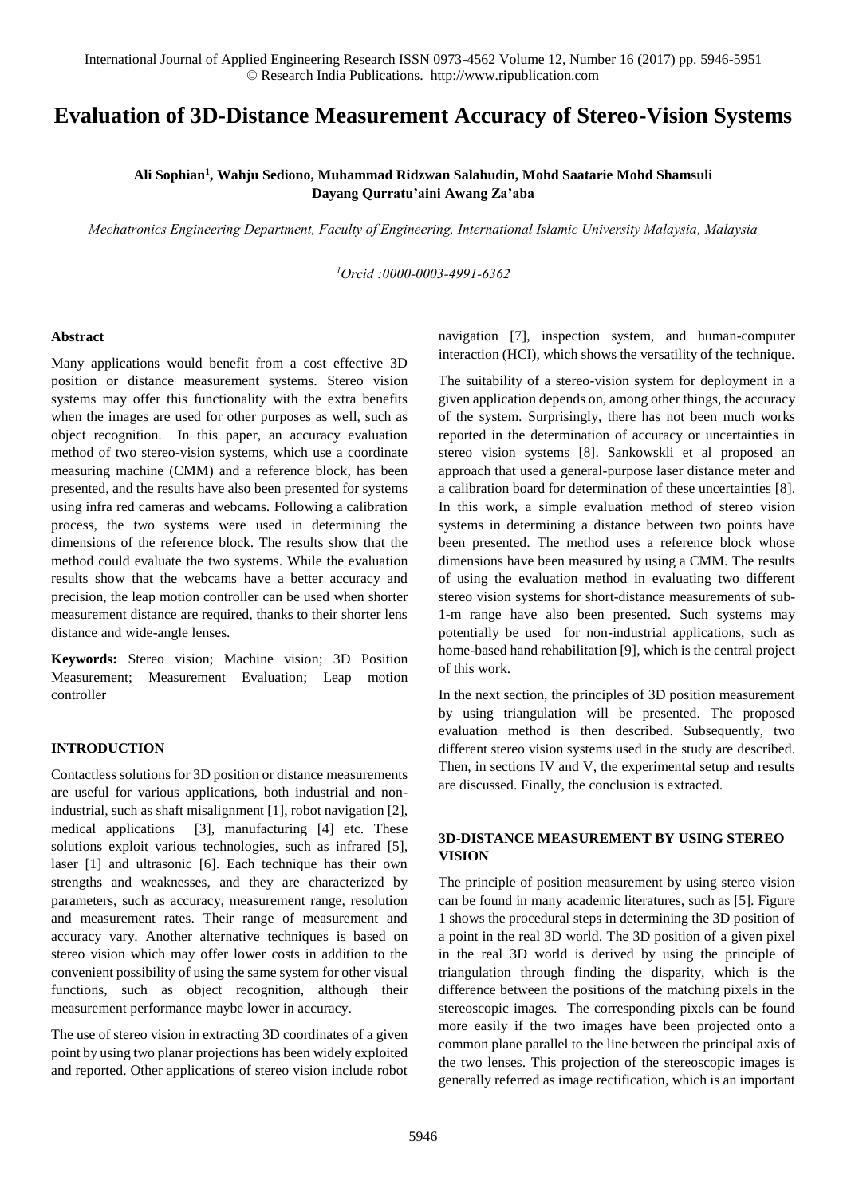# Evaluation of 3D-Distance Measurement Accuracy of Stereo-Vision Systems

**Ali Sophian[1], Wahju Sediono, Muhammad Ridzwan Salahudin, Mohd Saatarie Mohd Shamsuli Dayang Qurratu'aini Awang Za'aba**

*Mechatronics Engineering Department, Faculty of Engineering, International Islamic University Malaysia, Malaysia*

*[1]Orcid :0000-0003-4991-6362*

## Abstract

Many applications would benefit from a cost effective 3D position or distance measurement systems. Stereo vision systems may offer this functionality with the extra benefits when the images are used for other purposes as well, such as object recognition. In this paper, an accuracy evaluation method of two stereo-vision systems, which use a coordinate measuring machine (CMM) and a reference block, has been presented, and the results have also been presented for systems using infra red cameras and webcams. Following a calibration process, the two systems were used in determining the dimensions of the reference block. The results show that the method could evaluate the two systems. While the evaluation results show that the webcams have a better accuracy and precision, the leap motion controller can be used when shorter measurement distance are required, thanks to their shorter lens distance and wide-angle lenses.

**Keywords:** Stereo vision; Machine vision; 3D Position Measurement; Measurement Evaluation; Leap motion controller

## INTRODUCTION

Contactless solutions for 3D position or distance measurements are useful for various applications, both industrial and non-industrial, such as shaft misalignment [1], robot navigation [2], medical applications [3], manufacturing [4] etc. These solutions exploit various technologies, such as infrared [5], laser [1] and ultrasonic [6]. Each technique has their own strengths and weaknesses, and they are characterized by parameters, such as accuracy, measurement range, resolution and measurement rates. Their range of measurement and accuracy vary. Another alternative techniques is based on stereo vision which may offer lower costs in addition to the convenient possibility of using the same system for other visual functions, such as object recognition, although their measurement performance maybe lower in accuracy.

The use of stereo vision in extracting 3D coordinates of a given point by using two planar projections has been widely exploited and reported. Other applications of stereo vision include robot navigation [7], inspection system, and human-computer interaction (HCI), which shows the versatility of the technique.

The suitability of a stereo-vision system for deployment in a given application depends on, among other things, the accuracy of the system. Surprisingly, there has not been much works reported in the determination of accuracy or uncertainties in stereo vision systems [8]. Sankowskli et al proposed an approach that used a general-purpose laser distance meter and a calibration board for determination of these uncertainties [8]. In this work, a simple evaluation method of stereo vision systems in determining a distance between two points have been presented. The method uses a reference block whose dimensions have been measured by using a CMM. The results of using the evaluation method in evaluating two different stereo vision systems for short-distance measurements of sub-1-m range have also been presented. Such systems may potentially be used for non-industrial applications, such as home-based hand rehabilitation [9], which is the central project of this work.

In the next section, the principles of 3D position measurement by using triangulation will be presented. The proposed evaluation method is then described. Subsequently, two different stereo vision systems used in the study are described. Then, in sections IV and V, the experimental setup and results are discussed. Finally, the conclusion is extracted.

## 3D-DISTANCE MEASUREMENT BY USING STEREO VISION

The principle of position measurement by using stereo vision can be found in many academic literatures, such as [5]. Figure 1 shows the procedural steps in determining the 3D position of a point in the real 3D world. The 3D position of a given pixel in the real 3D world is derived by using the principle of triangulation through finding the disparity, which is the difference between the positions of the matching pixels in the stereoscopic images. The corresponding pixels can be found more easily if the two images have been projected onto a common plane parallel to the line between the principal axis of the two lenses. This projection of the stereoscopic images is generally referred as image rectification, which is an important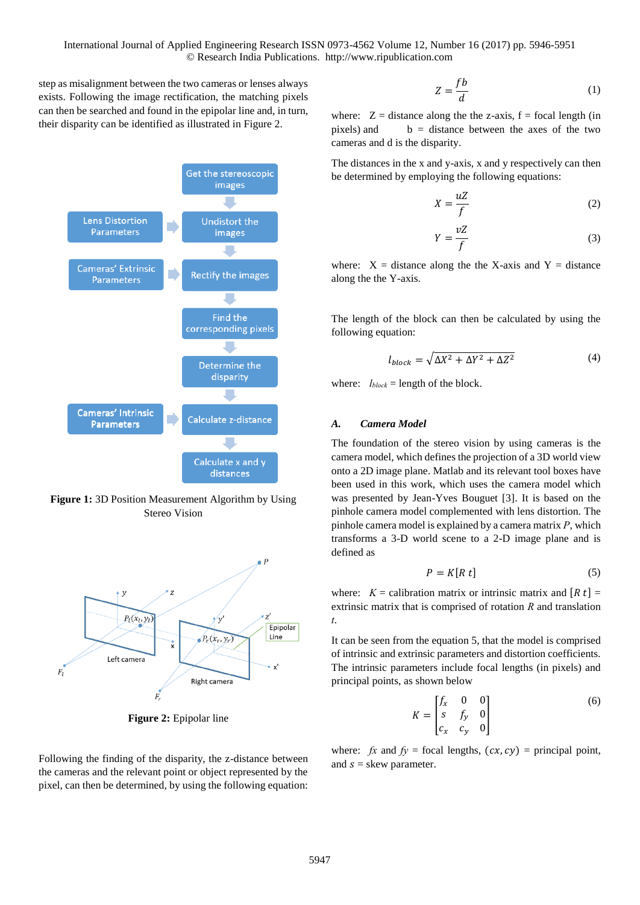step as misalignment between the two cameras or lenses always exists. Following the image rectification, the matching pixels can then be searched and found in the epipolar line and, in turn, their disparity can be identified as illustrated in Figure 2.

**Figure 1:** 3D Position Measurement Algorithm by Using Stereo Vision

**Figure 2:** Epipolar line

Following the finding of the disparity, the z-distance between the cameras and the relevant point or object represented by the pixel, can then be determined, by using the following equation:

$$Z = \frac{fb}{d} \tag{1}$$

where: Z = distance along the the z-axis, f = focal length (in pixels) and b = distance between the axes of the two cameras and d is the disparity.

The distances in the x and y-axis, x and y respectively can then be determined by employing the following equations:

$$X = \frac{uZ}{f} \tag{2}$$

$$Y = \frac{vZ}{f} \tag{3}$$

where: X = distance along the the X-axis and Y = distance along the the Y-axis.

The length of the block can then be calculated by using the following equation:

$$l_{block} = \sqrt{\Delta X^2 + \Delta Y^2 + \Delta Z^2} \tag{4}$$

where: $l_{block}$ = length of the block.

### *A. Camera Model*

The foundation of the stereo vision by using cameras is the camera model, which defines the projection of a 3D world view onto a 2D image plane. Matlab and its relevant tool boxes have been used in this work, which uses the camera model which was presented by Jean-Yves Bouguet [3]. It is based on the pinhole camera model complemented with lens distortion. The pinhole camera model is explained by a camera matrix *P*, which transforms a 3-D world scene to a 2-D image plane and is defined as

$$P = K[R\ t] \tag{5}$$

where: $K$ = calibration matrix or intrinsic matrix and $[R\ t]$ = extrinsic matrix that is comprised of rotation $R$ and translation $t$.

It can be seen from the equation 5, that the model is comprised of intrinsic and extrinsic parameters and distortion coefficients. The intrinsic parameters include focal lengths (in pixels) and principal points, as shown below

$$K = \begin{bmatrix} f_x & 0 & 0 \\ s & f_y & 0 \\ c_x & c_y & 0 \end{bmatrix} \tag{6}$$

where: $fx$ and $fy$ = focal lengths, $(cx, cy)$ = principal point, and $s$ = skew parameter.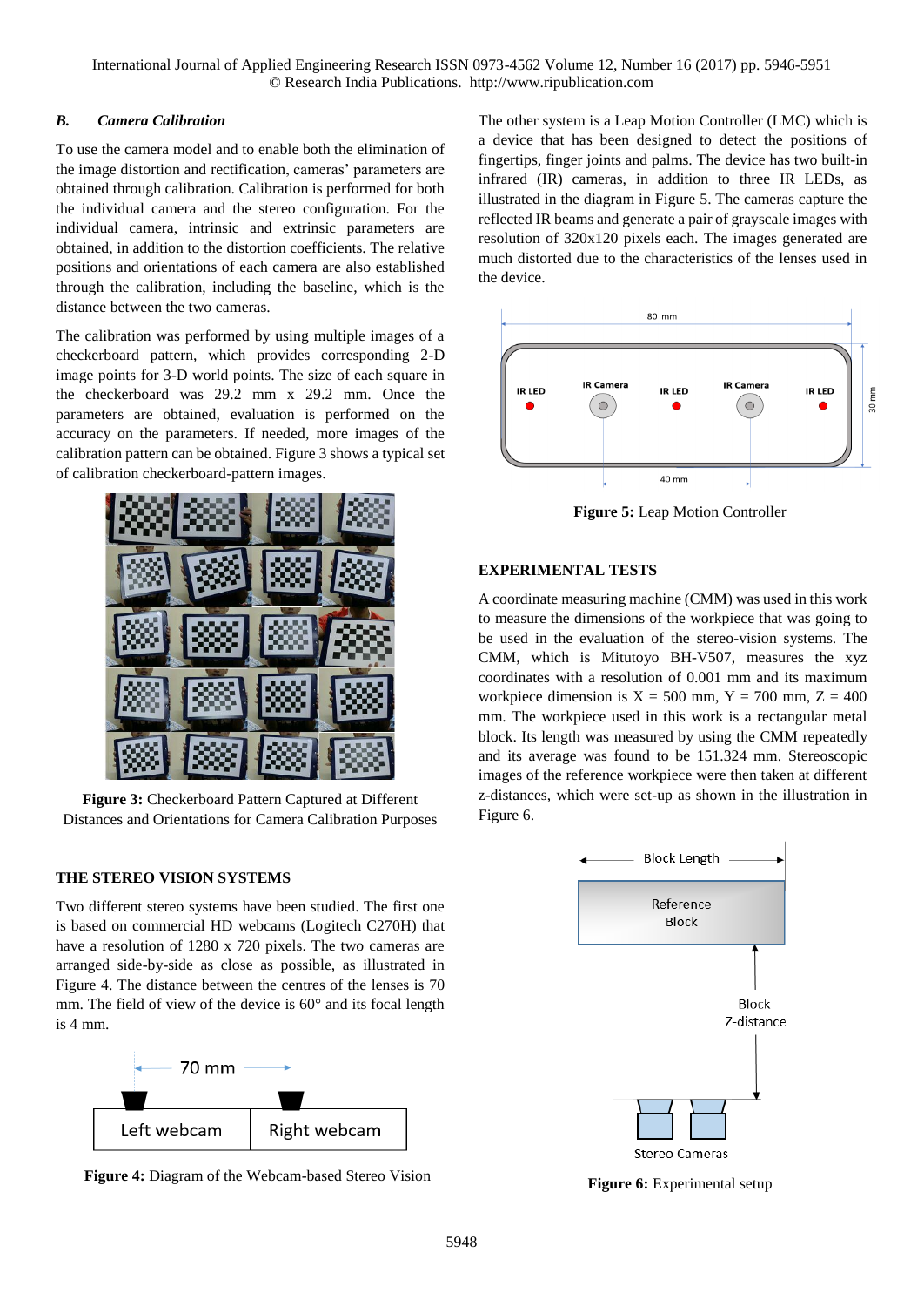### *B. Camera Calibration*

To use the camera model and to enable both the elimination of the image distortion and rectification, cameras' parameters are obtained through calibration. Calibration is performed for both the individual camera and the stereo configuration. For the individual camera, intrinsic and extrinsic parameters are obtained, in addition to the distortion coefficients. The relative positions and orientations of each camera are also established through the calibration, including the baseline, which is the distance between the two cameras.

The calibration was performed by using multiple images of a checkerboard pattern, which provides corresponding 2-D image points for 3-D world points. The size of each square in the checkerboard was 29.2 mm x 29.2 mm. Once the parameters are obtained, evaluation is performed on the accuracy on the parameters. If needed, more images of the calibration pattern can be obtained. Figure 3 shows a typical set of calibration checkerboard-pattern images.

**Figure 3:** Checkerboard Pattern Captured at Different Distances and Orientations for Camera Calibration Purposes

## THE STEREO VISION SYSTEMS

Two different stereo systems have been studied. The first one is based on commercial HD webcams (Logitech C270H) that have a resolution of 1280 x 720 pixels. The two cameras are arranged side-by-side as close as possible, as illustrated in Figure 4. The distance between the centres of the lenses is 70 mm. The field of view of the device is 60° and its focal length is 4 mm.

**Figure 4:** Diagram of the Webcam-based Stereo Vision

The other system is a Leap Motion Controller (LMC) which is a device that has been designed to detect the positions of fingertips, finger joints and palms. The device has two built-in infrared (IR) cameras, in addition to three IR LEDs, as illustrated in the diagram in Figure 5. The cameras capture the reflected IR beams and generate a pair of grayscale images with resolution of 320x120 pixels each. The images generated are much distorted due to the characteristics of the lenses used in the device.

**Figure 5:** Leap Motion Controller

## EXPERIMENTAL TESTS

A coordinate measuring machine (CMM) was used in this work to measure the dimensions of the workpiece that was going to be used in the evaluation of the stereo-vision systems. The CMM, which is Mitutoyo BH-V507, measures the xyz coordinates with a resolution of 0.001 mm and its maximum workpiece dimension is X = 500 mm, Y = 700 mm, Z = 400 mm. The workpiece used in this work is a rectangular metal block. Its length was measured by using the CMM repeatedly and its average was found to be 151.324 mm. Stereoscopic images of the reference workpiece were then taken at different z-distances, which were set-up as shown in the illustration in Figure 6.

**Figure 6:** Experimental setup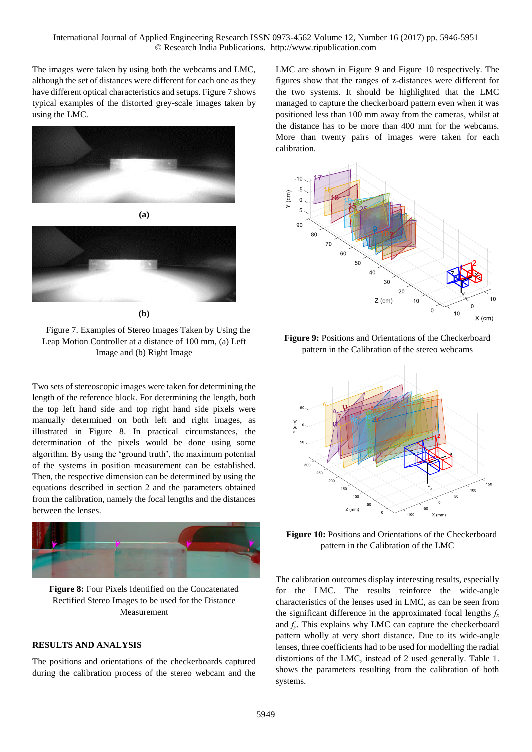The images were taken by using both the webcams and LMC, although the set of distances were different for each one as they have different optical characteristics and setups. Figure 7 shows typical examples of the distorted grey-scale images taken by using the LMC.

**(a)**

**(b)**

Figure 7. Examples of Stereo Images Taken by Using the Leap Motion Controller at a distance of 100 mm, (a) Left Image and (b) Right Image

Two sets of stereoscopic images were taken for determining the length of the reference block. For determining the length, both the top left hand side and top right hand side pixels were manually determined on both left and right images, as illustrated in Figure 8. In practical circumstances, the determination of the pixels would be done using some algorithm. By using the 'ground truth', the maximum potential of the systems in position measurement can be established. Then, the respective dimension can be determined by using the equations described in section 2 and the parameters obtained from the calibration, namely the focal lengths and the distances between the lenses.

**Figure 8:** Four Pixels Identified on the Concatenated Rectified Stereo Images to be used for the Distance Measurement

## RESULTS AND ANALYSIS

The positions and orientations of the checkerboards captured during the calibration process of the stereo webcam and the LMC are shown in Figure 9 and Figure 10 respectively. The figures show that the ranges of z-distances were different for the two systems. It should be highlighted that the LMC managed to capture the checkerboard pattern even when it was positioned less than 100 mm away from the cameras, whilst at the distance has to be more than 400 mm for the webcams. More than twenty pairs of images were taken for each calibration.

**Figure 9:** Positions and Orientations of the Checkerboard pattern in the Calibration of the stereo webcams

**Figure 10:** Positions and Orientations of the Checkerboard pattern in the Calibration of the LMC

The calibration outcomes display interesting results, especially for the LMC. The results reinforce the wide-angle characteristics of the lenses used in LMC, as can be seen from the significant difference in the approximated focal lengths $f_x$ and $f_y$. This explains why LMC can capture the checkerboard pattern wholly at very short distance. Due to its wide-angle lenses, three coefficients had to be used for modelling the radial distortions of the LMC, instead of 2 used generally. Table 1. shows the parameters resulting from the calibration of both systems.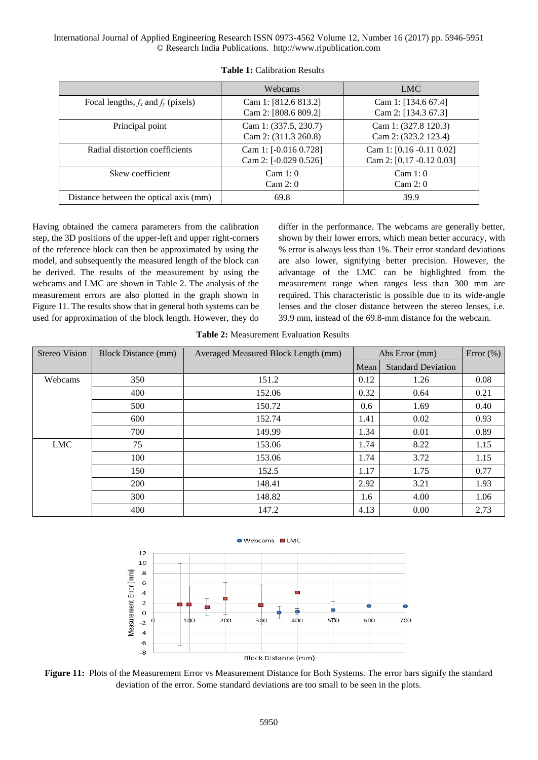**Table 1:** Calibration Results

| | Webcams | LMC |
|---|---|---|
| Focal lengths, $f_x$ and $f_y$ (pixels) | Cam 1: [812.6 813.2]<br>Cam 2: [808.6 809.2] | Cam 1: [134.6 67.4]<br>Cam 2: [134.3 67.3] |
| Principal point | Cam 1: (337.5, 230.7)<br>Cam 2: (311.3 260.8) | Cam 1: (327.8 120.3)<br>Cam 2: (323.2 123.4) |
| Radial distortion coefficients | Cam 1: [-0.016 0.728]<br>Cam 2: [-0.029 0.526] | Cam 1: [0.16 -0.11 0.02]<br>Cam 2: [0.17 -0.12 0.03] |
| Skew coefficient | Cam 1: 0<br>Cam 2: 0 | Cam 1: 0<br>Cam 2: 0 |
| Distance between the optical axis (mm) | 69.8 | 39.9 |

Having obtained the camera parameters from the calibration step, the 3D positions of the upper-left and upper right-corners of the reference block can then be approximated by using the model, and subsequently the measured length of the block can be derived. The results of the measurement by using the webcams and LMC are shown in Table 2. The analysis of the measurement errors are also plotted in the graph shown in Figure 11. The results show that in general both systems can be used for approximation of the block length. However, they do differ in the performance. The webcams are generally better, shown by their lower errors, which mean better accuracy, with % error is always less than 1%. Their error standard deviations are also lower, signifying better precision. However, the advantage of the LMC can be highlighted from the measurement range when ranges less than 300 mm are required. This characteristic is possible due to its wide-angle lenses and the closer distance between the stereo lenses, i.e. 39.9 mm, instead of the 69.8-mm distance for the webcam.

**Table 2:** Measurement Evaluation Results

| Stereo Vision | Block Distance (mm) | Averaged Measured Block Length (mm) | Abs Error (mm) | | Error (%) |
|---|---|---|---|---|---|
| | | | Mean | Standard Deviation | |
| Webcams | 350 | 151.2 | 0.12 | 1.26 | 0.08 |
| | 400 | 152.06 | 0.32 | 0.64 | 0.21 |
| | 500 | 150.72 | 0.6 | 1.69 | 0.40 |
| | 600 | 152.74 | 1.41 | 0.02 | 0.93 |
| | 700 | 149.99 | 1.34 | 0.01 | 0.89 |
| LMC | 75 | 153.06 | 1.74 | 8.22 | 1.15 |
| | 100 | 153.06 | 1.74 | 3.72 | 1.15 |
| | 150 | 152.5 | 1.17 | 1.75 | 0.77 |
| | 200 | 148.41 | 2.92 | 3.21 | 1.93 |
| | 300 | 148.82 | 1.6 | 4.00 | 1.06 |
| | 400 | 147.2 | 4.13 | 0.00 | 2.73 |

**Figure 11:** Plots of the Measurement Error vs Measurement Distance for Both Systems. The error bars signify the standard deviation of the error. Some standard deviations are too small to be seen in the plots.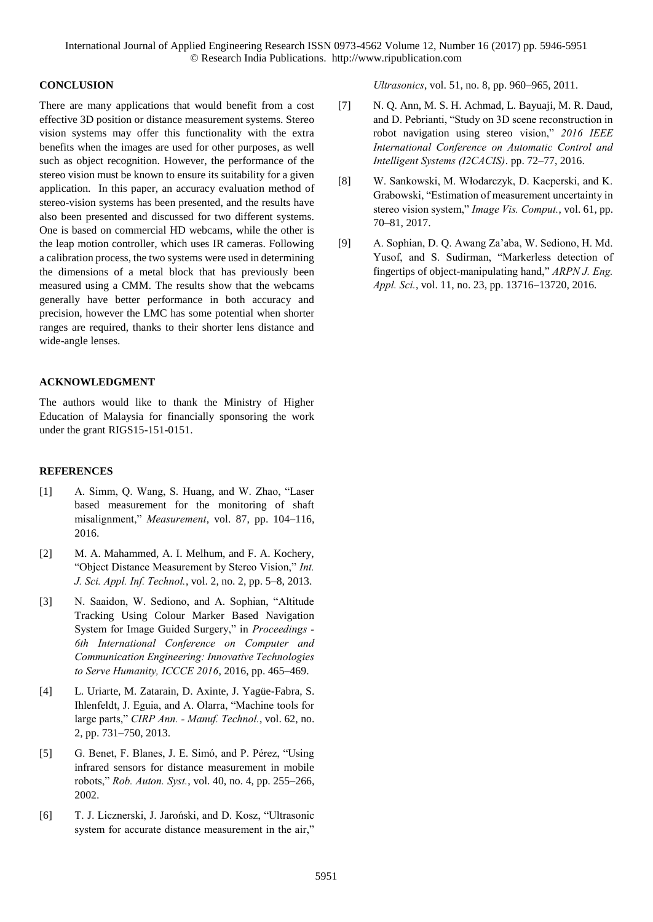## CONCLUSION

There are many applications that would benefit from a cost effective 3D position or distance measurement systems. Stereo vision systems may offer this functionality with the extra benefits when the images are used for other purposes, as well such as object recognition. However, the performance of the stereo vision must be known to ensure its suitability for a given application. In this paper, an accuracy evaluation method of stereo-vision systems has been presented, and the results have also been presented and discussed for two different systems. One is based on commercial HD webcams, while the other is the leap motion controller, which uses IR cameras. Following a calibration process, the two systems were used in determining the dimensions of a metal block that has previously been measured using a CMM. The results show that the webcams generally have better performance in both accuracy and precision, however the LMC has some potential when shorter ranges are required, thanks to their shorter lens distance and wide-angle lenses.

## ACKNOWLEDGMENT

The authors would like to thank the Ministry of Higher Education of Malaysia for financially sponsoring the work under the grant RIGS15-151-0151.

## REFERENCES

[1] A. Simm, Q. Wang, S. Huang, and W. Zhao, "Laser based measurement for the monitoring of shaft misalignment," *Measurement*, vol. 87, pp. 104–116, 2016.

[2] M. A. Mahammed, A. I. Melhum, and F. A. Kochery, "Object Distance Measurement by Stereo Vision," *Int. J. Sci. Appl. Inf. Technol.*, vol. 2, no. 2, pp. 5–8, 2013.

[3] N. Saaidon, W. Sediono, and A. Sophian, "Altitude Tracking Using Colour Marker Based Navigation System for Image Guided Surgery," in *Proceedings - 6th International Conference on Computer and Communication Engineering: Innovative Technologies to Serve Humanity, ICCCE 2016*, 2016, pp. 465–469.

[4] L. Uriarte, M. Zatarain, D. Axinte, J. Yagüe-Fabra, S. Ihlenfeldt, J. Eguia, and A. Olarra, "Machine tools for large parts," *CIRP Ann. - Manuf. Technol.*, vol. 62, no. 2, pp. 731–750, 2013.

[5] G. Benet, F. Blanes, J. E. Simó, and P. Pérez, "Using infrared sensors for distance measurement in mobile robots," *Rob. Auton. Syst.*, vol. 40, no. 4, pp. 255–266, 2002.

[6] T. J. Licznerski, J. Jaroński, and D. Kosz, "Ultrasonic system for accurate distance measurement in the air," *Ultrasonics*, vol. 51, no. 8, pp. 960–965, 2011.

[7] N. Q. Ann, M. S. H. Achmad, L. Bayuaji, M. R. Daud, and D. Pebrianti, "Study on 3D scene reconstruction in robot navigation using stereo vision," *2016 IEEE International Conference on Automatic Control and Intelligent Systems (I2CACIS)*. pp. 72–77, 2016.

[8] W. Sankowski, M. Włodarczyk, D. Kacperski, and K. Grabowski, "Estimation of measurement uncertainty in stereo vision system," *Image Vis. Comput.*, vol. 61, pp. 70–81, 2017.

[9] A. Sophian, D. Q. Awang Za'aba, W. Sediono, H. Md. Yusof, and S. Sudirman, "Markerless detection of fingertips of object-manipulating hand," *ARPN J. Eng. Appl. Sci.*, vol. 11, no. 23, pp. 13716–13720, 2016.